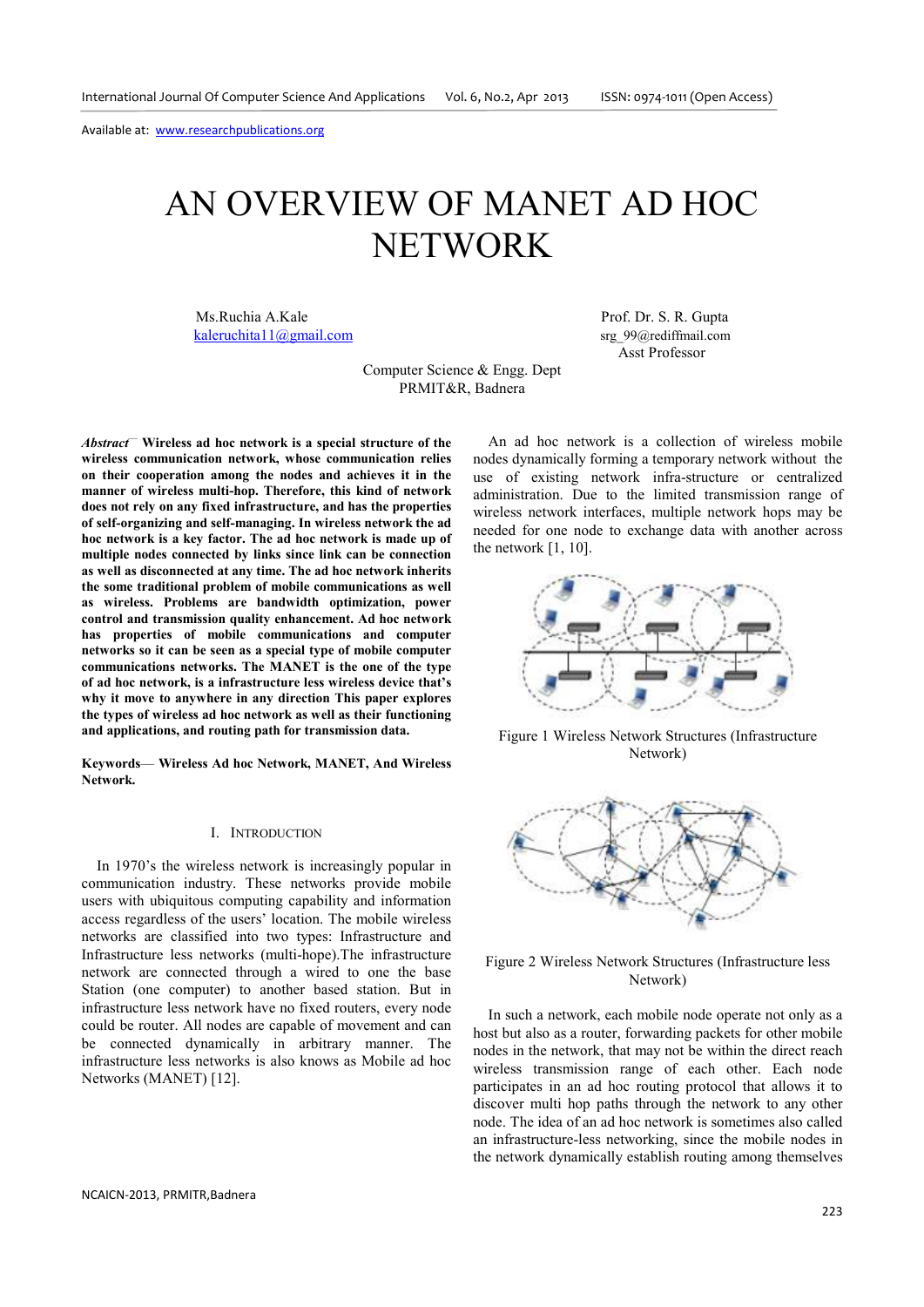# AN OVERVIEW OF MANET AD HOC NETWORK

Ms.Ruchia A.Kale
kaleruchita11@gmail.com

Prof. Dr. S. R. Gupta
srg_99@rediffmail.com
Asst Professor

Computer Science & Engg. Dept
PRMIT&R, Badnera

***Abstract*— Wireless ad hoc network is a special structure of the wireless communication network, whose communication relies on their cooperation among the nodes and achieves it in the manner of wireless multi-hop. Therefore, this kind of network does not rely on any fixed infrastructure, and has the properties of self-organizing and self-managing. In wireless network the ad hoc network is a key factor. The ad hoc network is made up of multiple nodes connected by links since link can be connection as well as disconnected at any time. The ad hoc network inherits the some traditional problem of mobile communications as well as wireless. Problems are bandwidth optimization, power control and transmission quality enhancement. Ad hoc network has properties of mobile communications and computer networks so it can be seen as a special type of mobile computer communications networks. The MANET is the one of the type of ad hoc network, is a infrastructure less wireless device that's why it move to anywhere in any direction This paper explores the types of wireless ad hoc network as well as their functioning and applications, and routing path for transmission data.**

**Keywords— Wireless Ad hoc Network, MANET, And Wireless Network.**

## I. Introduction

In 1970's the wireless network is increasingly popular in communication industry. These networks provide mobile users with ubiquitous computing capability and information access regardless of the users' location. The mobile wireless networks are classified into two types: Infrastructure and Infrastructure less networks (multi-hope).The infrastructure network are connected through a wired to one the base Station (one computer) to another based station. But in infrastructure less network have no fixed routers, every node could be router. All nodes are capable of movement and can be connected dynamically in arbitrary manner. The infrastructure less networks is also knows as Mobile ad hoc Networks (MANET) [12].

An ad hoc network is a collection of wireless mobile nodes dynamically forming a temporary network without the use of existing network infra-structure or centralized administration. Due to the limited transmission range of wireless network interfaces, multiple network hops may be needed for one node to exchange data with another across the network [1, 10].

Figure 1 Wireless Network Structures (Infrastructure Network)

Figure 2 Wireless Network Structures (Infrastructure less Network)

In such a network, each mobile node operate not only as a host but also as a router, forwarding packets for other mobile nodes in the network, that may not be within the direct reach wireless transmission range of each other. Each node participates in an ad hoc routing protocol that allows it to discover multi hop paths through the network to any other node. The idea of an ad hoc network is sometimes also called an infrastructure-less networking, since the mobile nodes in the network dynamically establish routing among themselves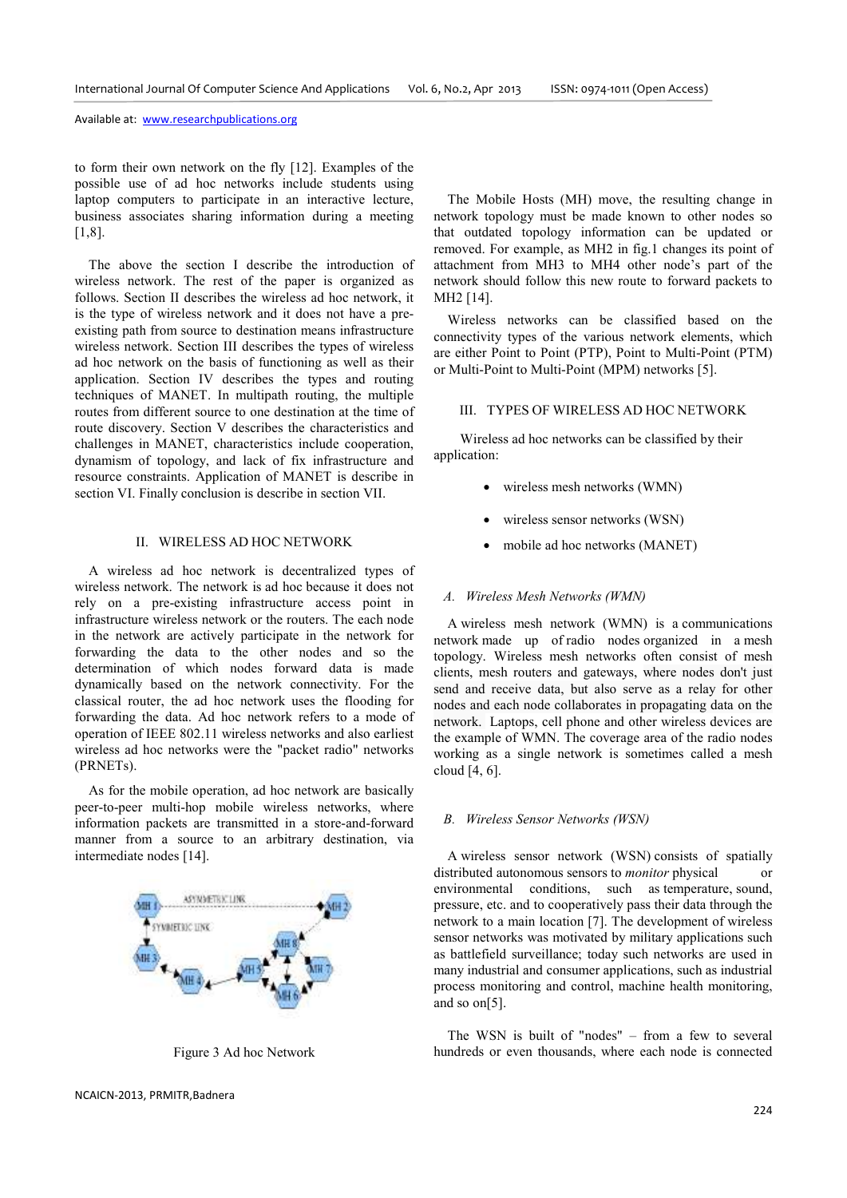to form their own network on the fly [12]. Examples of the possible use of ad hoc networks include students using laptop computers to participate in an interactive lecture, business associates sharing information during a meeting [1,8].

The above the section I describe the introduction of wireless network. The rest of the paper is organized as follows. Section II describes the wireless ad hoc network, it is the type of wireless network and it does not have a pre-existing path from source to destination means infrastructure wireless network. Section III describes the types of wireless ad hoc network on the basis of functioning as well as their application. Section IV describes the types and routing techniques of MANET. In multipath routing, the multiple routes from different source to one destination at the time of route discovery. Section V describes the characteristics and challenges in MANET, characteristics include cooperation, dynamism of topology, and lack of fix infrastructure and resource constraints. Application of MANET is describe in section VI. Finally conclusion is describe in section VII.

## II. WIRELESS AD HOC NETWORK

A wireless ad hoc network is decentralized types of wireless network. The network is ad hoc because it does not rely on a pre-existing infrastructure access point in infrastructure wireless network or the routers. The each node in the network are actively participate in the network for forwarding the data to the other nodes and so the determination of which nodes forward data is made dynamically based on the network connectivity. For the classical router, the ad hoc network uses the flooding for forwarding the data. Ad hoc network refers to a mode of operation of IEEE 802.11 wireless networks and also earliest wireless ad hoc networks were the "packet radio" networks (PRNETs).

As for the mobile operation, ad hoc network are basically peer-to-peer multi-hop mobile wireless networks, where information packets are transmitted in a store-and-forward manner from a source to an arbitrary destination, via intermediate nodes [14].

Figure 3 Ad hoc Network

The Mobile Hosts (MH) move, the resulting change in network topology must be made known to other nodes so that outdated topology information can be updated or removed. For example, as MH2 in fig.1 changes its point of attachment from MH3 to MH4 other node's part of the network should follow this new route to forward packets to MH2 [14].

Wireless networks can be classified based on the connectivity types of the various network elements, which are either Point to Point (PTP), Point to Multi-Point (PTM) or Multi-Point to Multi-Point (MPM) networks [5].

## III. TYPES OF WIRELESS AD HOC NETWORK

Wireless ad hoc networks can be classified by their application:

- wireless mesh networks (WMN)
- wireless sensor networks (WSN)
- mobile ad hoc networks (MANET)

### *A. Wireless Mesh Networks (WMN)*

A wireless mesh network (WMN) is a communications network made up of radio nodes organized in a mesh topology. Wireless mesh networks often consist of mesh clients, mesh routers and gateways, where nodes don't just send and receive data, but also serve as a relay for other nodes and each node collaborates in propagating data on the network. Laptops, cell phone and other wireless devices are the example of WMN. The coverage area of the radio nodes working as a single network is sometimes called a mesh cloud [4, 6].

### *B. Wireless Sensor Networks (WSN)*

A wireless sensor network (WSN) consists of spatially distributed autonomous sensors to *monitor* physical or environmental conditions, such as temperature, sound, pressure, etc. and to cooperatively pass their data through the network to a main location [7]. The development of wireless sensor networks was motivated by military applications such as battlefield surveillance; today such networks are used in many industrial and consumer applications, such as industrial process monitoring and control, machine health monitoring, and so on[5].

The WSN is built of "nodes" – from a few to several hundreds or even thousands, where each node is connected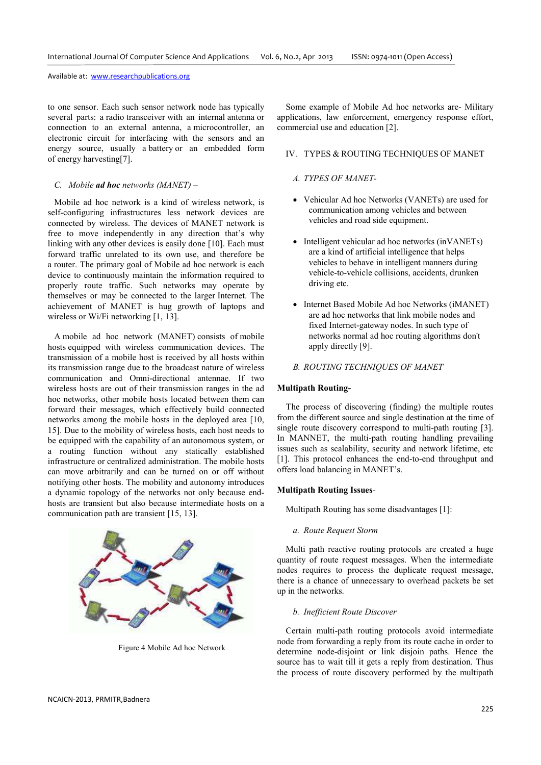to one sensor. Each such sensor network node has typically several parts: a radio transceiver with an internal antenna or connection to an external antenna, a microcontroller, an electronic circuit for interfacing with the sensors and an energy source, usually a battery or an embedded form of energy harvesting[7].

### *C. Mobile **ad hoc** networks (MANET) –*

Mobile ad hoc network is a kind of wireless network, is self-configuring infrastructures less network devices are connected by wireless. The devices of MANET network is free to move independently in any direction that's why linking with any other devices is easily done [10]. Each must forward traffic unrelated to its own use, and therefore be a router. The primary goal of Mobile ad hoc network is each device to continuously maintain the information required to properly route traffic. Such networks may operate by themselves or may be connected to the larger Internet. The achievement of MANET is hug growth of laptops and wireless or Wi/Fi networking [1, 13].

A mobile ad hoc network (MANET) consists of mobile hosts equipped with wireless communication devices. The transmission of a mobile host is received by all hosts within its transmission range due to the broadcast nature of wireless communication and Omni-directional antennae. If two wireless hosts are out of their transmission ranges in the ad hoc networks, other mobile hosts located between them can forward their messages, which effectively build connected networks among the mobile hosts in the deployed area [10, 15]. Due to the mobility of wireless hosts, each host needs to be equipped with the capability of an autonomous system, or a routing function without any statically established infrastructure or centralized administration. The mobile hosts can move arbitrarily and can be turned on or off without notifying other hosts. The mobility and autonomy introduces a dynamic topology of the networks not only because end-hosts are transient but also because intermediate hosts on a communication path are transient [15, 13].

Figure 4 Mobile Ad hoc Network

Some example of Mobile Ad hoc networks are- Military applications, law enforcement, emergency response effort, commercial use and education [2].

## IV. TYPES & ROUTING TECHNIQUES OF MANET

### *A. TYPES OF MANET-*

- Vehicular Ad hoc Networks (VANETs) are used for communication among vehicles and between vehicles and road side equipment.
- Intelligent vehicular ad hoc networks (inVANETs) are a kind of artificial intelligence that helps vehicles to behave in intelligent manners during vehicle-to-vehicle collisions, accidents, drunken driving etc.
- Internet Based Mobile Ad hoc Networks (iMANET) are ad hoc networks that link mobile nodes and fixed Internet-gateway nodes. In such type of networks normal ad hoc routing algorithms don't apply directly [9].

### *B. ROUTING TECHNIQUES OF MANET*

**Multipath Routing-**

The process of discovering (finding) the multiple routes from the different source and single destination at the time of single route discovery correspond to multi-path routing [3]. In MANNET, the multi-path routing handling prevailing issues such as scalability, security and network lifetime, etc [1]. This protocol enhances the end-to-end throughput and offers load balancing in MANET's.

**Multipath Routing Issues**-

Multipath Routing has some disadvantages [1]:

*a. Route Request Storm*

Multi path reactive routing protocols are created a huge quantity of route request messages. When the intermediate nodes requires to process the duplicate request message, there is a chance of unnecessary to overhead packets be set up in the networks.

*b. Inefficient Route Discover*

Certain multi-path routing protocols avoid intermediate node from forwarding a reply from its route cache in order to determine node-disjoint or link disjoin paths. Hence the source has to wait till it gets a reply from destination. Thus the process of route discovery performed by the multipath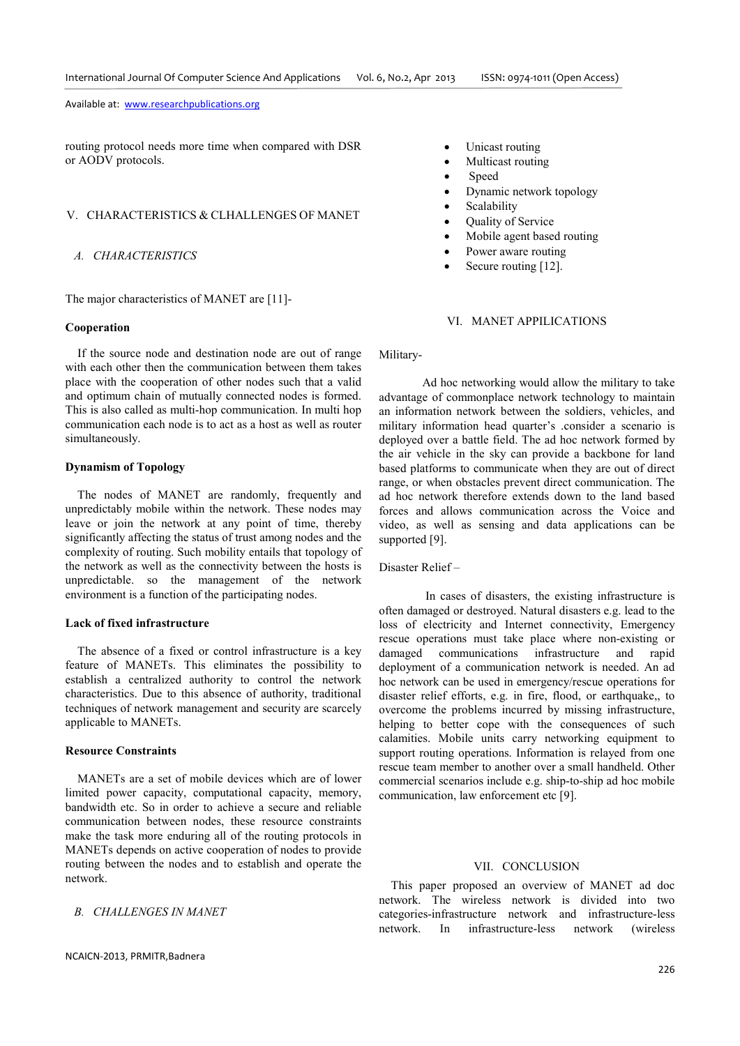routing protocol needs more time when compared with DSR or AODV protocols.

## V. CHARACTERISTICS & CLHALLENGES OF MANET

### *A. CHARACTERISTICS*

The major characteristics of MANET are [11]-

**Cooperation**

If the source node and destination node are out of range with each other then the communication between them takes place with the cooperation of other nodes such that a valid and optimum chain of mutually connected nodes is formed. This is also called as multi-hop communication. In multi hop communication each node is to act as a host as well as router simultaneously.

**Dynamism of Topology**

The nodes of MANET are randomly, frequently and unpredictably mobile within the network. These nodes may leave or join the network at any point of time, thereby significantly affecting the status of trust among nodes and the complexity of routing. Such mobility entails that topology of the network as well as the connectivity between the hosts is unpredictable. so the management of the network environment is a function of the participating nodes.

**Lack of fixed infrastructure**

The absence of a fixed or control infrastructure is a key feature of MANETs. This eliminates the possibility to establish a centralized authority to control the network characteristics. Due to this absence of authority, traditional techniques of network management and security are scarcely applicable to MANETs.

**Resource Constraints**

MANETs are a set of mobile devices which are of lower limited power capacity, computational capacity, memory, bandwidth etc. So in order to achieve a secure and reliable communication between nodes, these resource constraints make the task more enduring all of the routing protocols in MANETs depends on active cooperation of nodes to provide routing between the nodes and to establish and operate the network.

### *B. CHALLENGES IN MANET*

- Unicast routing
- Multicast routing
- Speed
- Dynamic network topology
- Scalability
- Quality of Service
- Mobile agent based routing
- Power aware routing
- Secure routing [12].

## VI. MANET APPILICATIONS

Military-

Ad hoc networking would allow the military to take advantage of commonplace network technology to maintain an information network between the soldiers, vehicles, and military information head quarter's .consider a scenario is deployed over a battle field. The ad hoc network formed by the air vehicle in the sky can provide a backbone for land based platforms to communicate when they are out of direct range, or when obstacles prevent direct communication. The ad hoc network therefore extends down to the land based forces and allows communication across the Voice and video, as well as sensing and data applications can be supported [9].

Disaster Relief –

In cases of disasters, the existing infrastructure is often damaged or destroyed. Natural disasters e.g. lead to the loss of electricity and Internet connectivity, Emergency rescue operations must take place where non-existing or damaged communications infrastructure and rapid deployment of a communication network is needed. An ad hoc network can be used in emergency/rescue operations for disaster relief efforts, e.g. in fire, flood, or earthquake,, to overcome the problems incurred by missing infrastructure, helping to better cope with the consequences of such calamities. Mobile units carry networking equipment to support routing operations. Information is relayed from one rescue team member to another over a small handheld. Other commercial scenarios include e.g. ship-to-ship ad hoc mobile communication, law enforcement etc [9].

## VII. CONCLUSION

This paper proposed an overview of MANET ad doc network. The wireless network is divided into two categories-infrastructure network and infrastructure-less network. In infrastructure-less network (wireless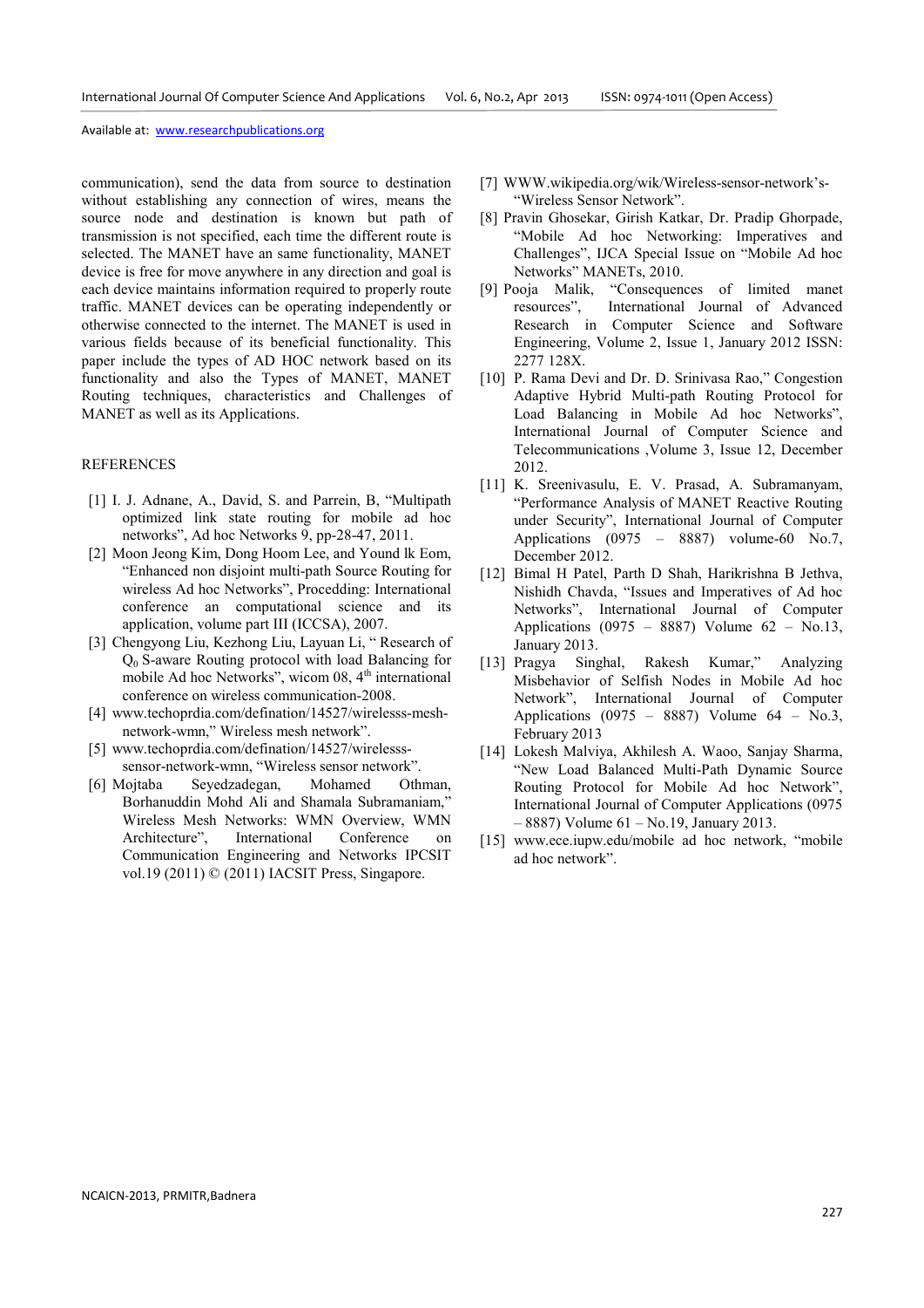communication), send the data from source to destination without establishing any connection of wires, means the source node and destination is known but path of transmission is not specified, each time the different route is selected. The MANET have an same functionality, MANET device is free for move anywhere in any direction and goal is each device maintains information required to properly route traffic. MANET devices can be operating independently or otherwise connected to the internet. The MANET is used in various fields because of its beneficial functionality. This paper include the types of AD HOC network based on its functionality and also the Types of MANET, MANET Routing techniques, characteristics and Challenges of MANET as well as its Applications.

## REFERENCES

[1] I. J. Adnane, A., David, S. and Parrein, B, "Multipath optimized link state routing for mobile ad hoc networks", Ad hoc Networks 9, pp-28-47, 2011.

[2] Moon Jeong Kim, Dong Hoom Lee, and Yound lk Eom, "Enhanced non disjoint multi-path Source Routing for wireless Ad hoc Networks", Procedding: International conference an computational science and its application, volume part III (ICCSA), 2007.

[3] Chengyong Liu, Kezhong Liu, Layuan Li, " Research of $Q_0$ S-aware Routing protocol with load Balancing for mobile Ad hoc Networks", wicom 08, 4th international conference on wireless communication-2008.

[4] www.techoprdia.com/defination/14527/wirelesss-mesh-network-wmn," Wireless mesh network".

[5] www.techoprdia.com/defination/14527/wirelesss-sensor-network-wmn, "Wireless sensor network".

[6] Mojtaba Seyedzadegan, Mohamed Othman, Borhanuddin Mohd Ali and Shamala Subramaniam," Wireless Mesh Networks: WMN Overview, WMN Architecture", International Conference on Communication Engineering and Networks IPCSIT vol.19 (2011) © (2011) IACSIT Press, Singapore.

[7] WWW.wikipedia.org/wik/Wireless-sensor-network's- "Wireless Sensor Network".

[8] Pravin Ghosekar, Girish Katkar, Dr. Pradip Ghorpade, "Mobile Ad hoc Networking: Imperatives and Challenges", IJCA Special Issue on "Mobile Ad hoc Networks" MANETs, 2010.

[9] Pooja Malik, "Consequences of limited manet resources", International Journal of Advanced Research in Computer Science and Software Engineering, Volume 2, Issue 1, January 2012 ISSN: 2277 128X.

[10] P. Rama Devi and Dr. D. Srinivasa Rao," Congestion Adaptive Hybrid Multi-path Routing Protocol for Load Balancing in Mobile Ad hoc Networks", International Journal of Computer Science and Telecommunications ,Volume 3, Issue 12, December 2012.

[11] K. Sreenivasulu, E. V. Prasad, A. Subramanyam, "Performance Analysis of MANET Reactive Routing under Security", International Journal of Computer Applications (0975 – 8887) volume-60 No.7, December 2012.

[12] Bimal H Patel, Parth D Shah, Harikrishna B Jethva, Nishidh Chavda, "Issues and Imperatives of Ad hoc Networks", International Journal of Computer Applications (0975 – 8887) Volume 62 – No.13, January 2013.

[13] Pragya Singhal, Rakesh Kumar," Analyzing Misbehavior of Selfish Nodes in Mobile Ad hoc Network", International Journal of Computer Applications (0975 – 8887) Volume 64 – No.3, February 2013

[14] Lokesh Malviya, Akhilesh A. Waoo, Sanjay Sharma, "New Load Balanced Multi-Path Dynamic Source Routing Protocol for Mobile Ad hoc Network", International Journal of Computer Applications (0975 – 8887) Volume 61 – No.19, January 2013.

[15] www.ece.iupw.edu/mobile ad hoc network, "mobile ad hoc network".